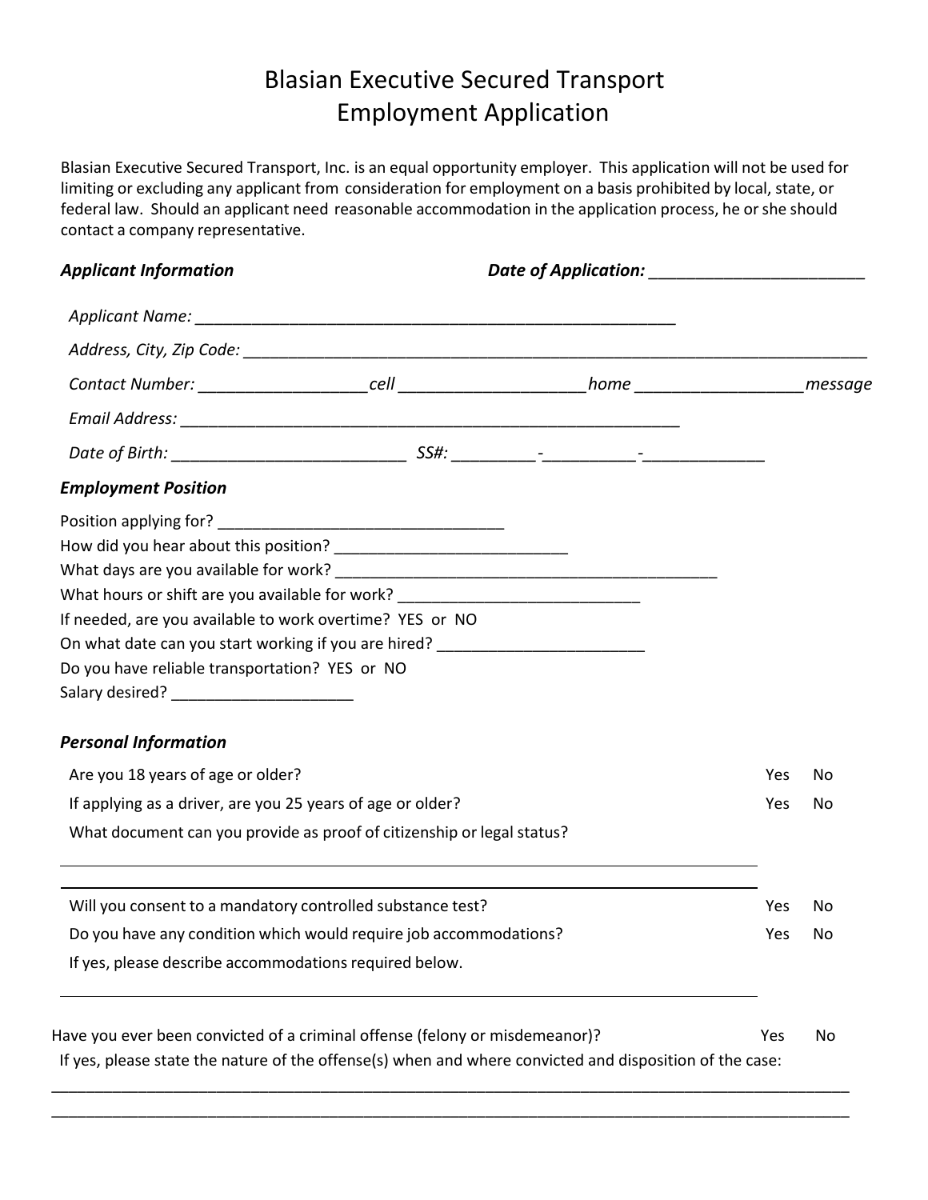# Blasian Executive Secured Transport
# Employment Application

Blasian Executive Secured Transport, Inc. is an equal opportunity employer. This application will not be used for limiting or excluding any applicant from consideration for employment on a basis prohibited by local, state, or federal law. Should an applicant need reasonable accommodation in the application process, he or she should contact a company representative.

***Applicant Information*** ***Date of Application:*** ________________________

*Applicant Name:* _______________________________________________________

*Address, City, Zip Code:* _______________________________________________________________________

*Contact Number:* __________________*cell* ___________________*home* _________________*message*

*Email Address:* _________________________________________________________

*Date of Birth:* __________________________ *SS#:* _________-__________-_____________

***Employment Position***

Position applying for? ________________________________

How did you hear about this position? __________________________

What days are you available for work? ___________________________________________

What hours or shift are you available for work? ___________________________

If needed, are you available to work overtime? YES or NO

On what date can you start working if you are hired? _______________________

Do you have reliable transportation? YES or NO

Salary desired? ____________________

***Personal Information***

Are you 18 years of age or older? Yes No

If applying as a driver, are you 25 years of age or older? Yes No

What document can you provide as proof of citizenship or legal status?

_______________________________________________________________________________

_______________________________________________________________________________

Will you consent to a mandatory controlled substance test? Yes No

Do you have any condition which would require job accommodations? Yes No

If yes, please describe accommodations required below.

_______________________________________________________________________________

Have you ever been convicted of a criminal offense (felony or misdemeanor)? Yes No

If yes, please state the nature of the offense(s) when and where convicted and disposition of the case:

___________________________________________________________________________________________

___________________________________________________________________________________________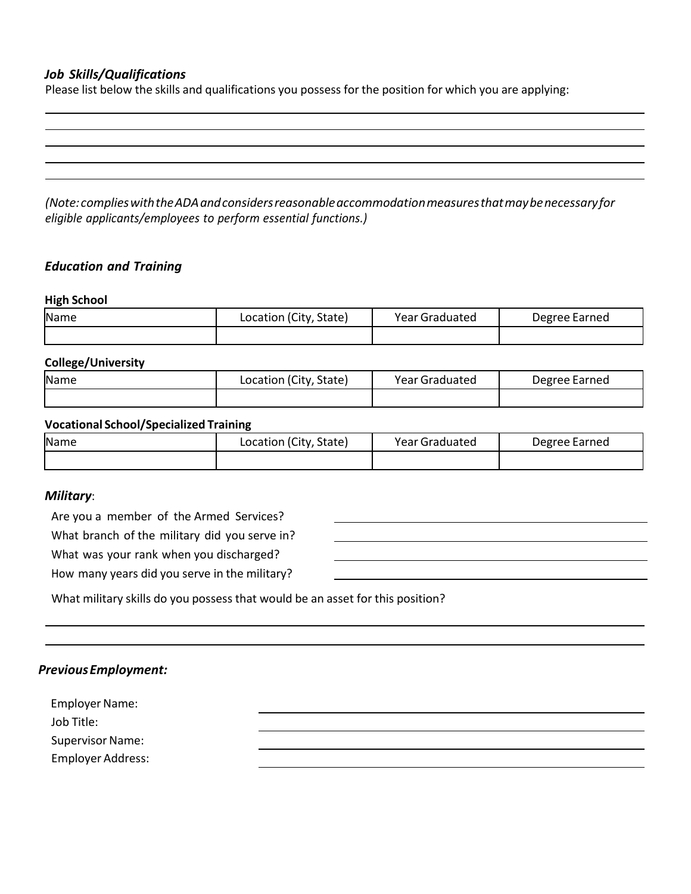### *Job Skills/Qualifications*

Please list below the skills and qualifications you possess for the position for which you are applying:

_______________________________________________________________________________

_______________________________________________________________________________

_______________________________________________________________________________

_______________________________________________________________________________

*(Note: complies with the ADA and considers reasonable accommodation measures that may be necessary for eligible applicants/employees to perform essential functions.)*

### *Education and Training*

**High School**

| Name | Location (City, State) | Year Graduated | Degree Earned |
|---|---|---|---|
| | | | |

**College/University**

| Name | Location (City, State) | Year Graduated | Degree Earned |
|---|---|---|---|
| | | | |

**Vocational School/Specialized Training**

| Name | Location (City, State) | Year Graduated | Degree Earned |
|---|---|---|---|
| | | | |

### *Military*:

Are you a member of the Armed Services? ______________________

What branch of the military did you serve in? ______________________

What was your rank when you discharged? ______________________

How many years did you serve in the military? ______________________

What military skills do you possess that would be an asset for this position?

_______________________________________________________________________________

_______________________________________________________________________________

### *Previous Employment:*

Employer Name: ______________________

Job Title: ______________________

Supervisor Name: ______________________

Employer Address: ______________________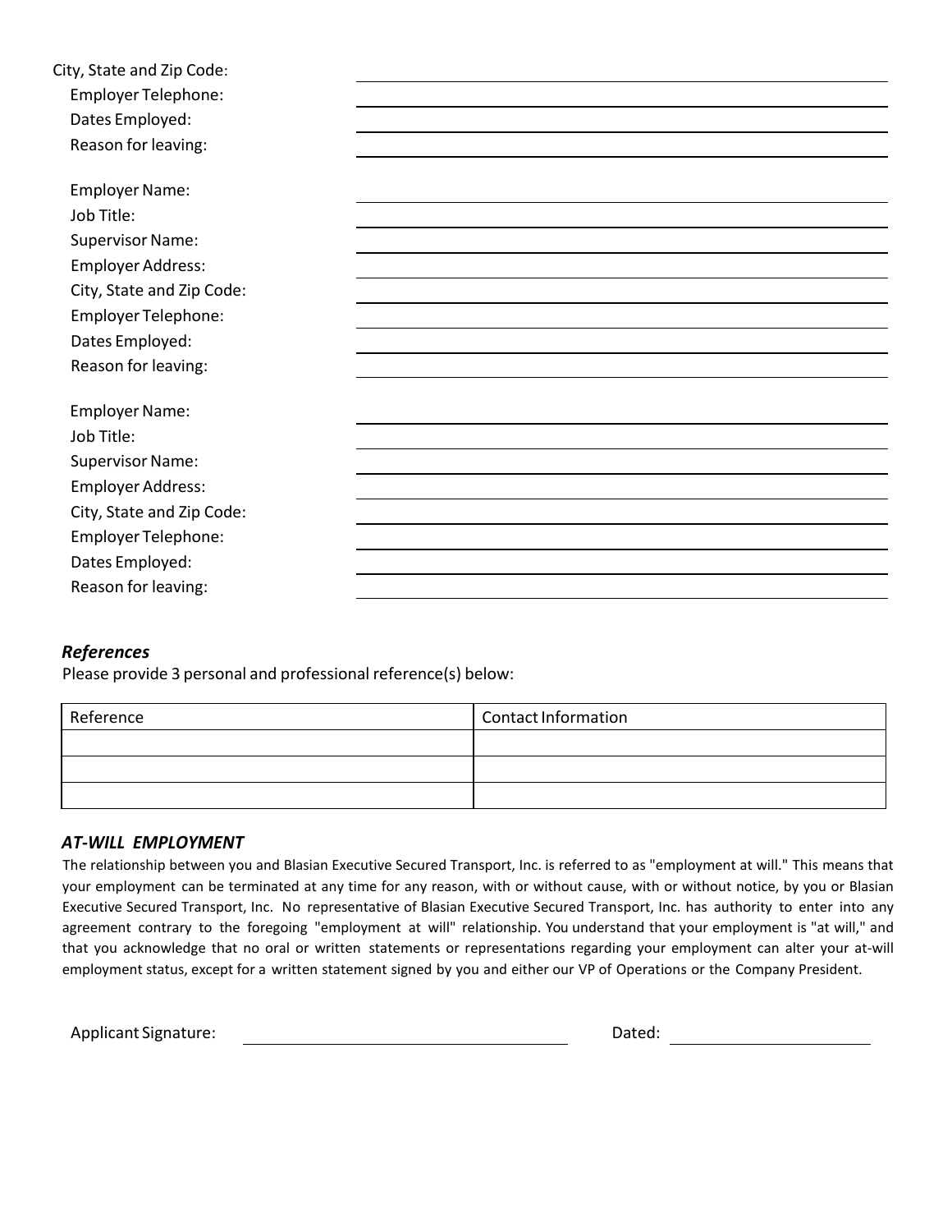City, State and Zip Code: \_\_\_\_\_\_\_\_\_\_\_\_\_\_\_\_\_\_\_\_

Employer Telephone: \_\_\_\_\_\_\_\_\_\_\_\_\_\_\_\_\_\_\_\_

Dates Employed: \_\_\_\_\_\_\_\_\_\_\_\_\_\_\_\_\_\_\_\_

Reason for leaving: \_\_\_\_\_\_\_\_\_\_\_\_\_\_\_\_\_\_\_\_

Employer Name: \_\_\_\_\_\_\_\_\_\_\_\_\_\_\_\_\_\_\_\_

Job Title: \_\_\_\_\_\_\_\_\_\_\_\_\_\_\_\_\_\_\_\_

Supervisor Name: \_\_\_\_\_\_\_\_\_\_\_\_\_\_\_\_\_\_\_\_

Employer Address: \_\_\_\_\_\_\_\_\_\_\_\_\_\_\_\_\_\_\_\_

City, State and Zip Code: \_\_\_\_\_\_\_\_\_\_\_\_\_\_\_\_\_\_\_\_

Employer Telephone: \_\_\_\_\_\_\_\_\_\_\_\_\_\_\_\_\_\_\_\_

Dates Employed: \_\_\_\_\_\_\_\_\_\_\_\_\_\_\_\_\_\_\_\_

Reason for leaving: \_\_\_\_\_\_\_\_\_\_\_\_\_\_\_\_\_\_\_\_

Employer Name: \_\_\_\_\_\_\_\_\_\_\_\_\_\_\_\_\_\_\_\_

Job Title: \_\_\_\_\_\_\_\_\_\_\_\_\_\_\_\_\_\_\_\_

Supervisor Name: \_\_\_\_\_\_\_\_\_\_\_\_\_\_\_\_\_\_\_\_

Employer Address: \_\_\_\_\_\_\_\_\_\_\_\_\_\_\_\_\_\_\_\_

City, State and Zip Code: \_\_\_\_\_\_\_\_\_\_\_\_\_\_\_\_\_\_\_\_

Employer Telephone: \_\_\_\_\_\_\_\_\_\_\_\_\_\_\_\_\_\_\_\_

Dates Employed: \_\_\_\_\_\_\_\_\_\_\_\_\_\_\_\_\_\_\_\_

Reason for leaving: \_\_\_\_\_\_\_\_\_\_\_\_\_\_\_\_\_\_\_\_

### *References*

Please provide 3 personal and professional reference(s) below:

| Reference | Contact Information |
|---|---|
| | |
| | |
| | |

### *AT-WILL EMPLOYMENT*

The relationship between you and Blasian Executive Secured Transport, Inc. is referred to as "employment at will." This means that your employment can be terminated at any time for any reason, with or without cause, with or without notice, by you or Blasian Executive Secured Transport, Inc. No representative of Blasian Executive Secured Transport, Inc. has authority to enter into any agreement contrary to the foregoing "employment at will" relationship. You understand that your employment is "at will," and that you acknowledge that no oral or written statements or representations regarding your employment can alter your at-will employment status, except for a written statement signed by you and either our VP of Operations or the Company President.

Applicant Signature: \_\_\_\_\_\_\_\_\_\_\_\_\_\_\_\_\_\_\_\_ Dated: \_\_\_\_\_\_\_\_\_\_\_\_